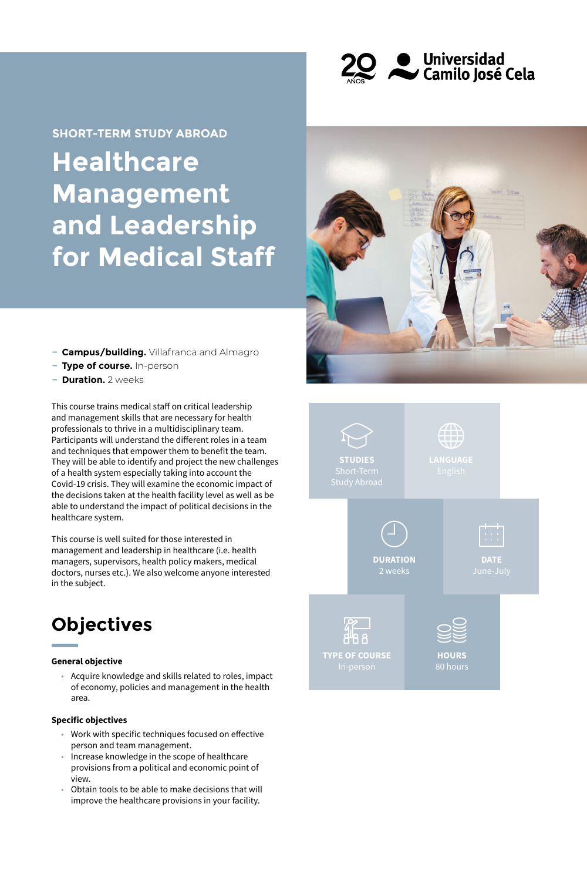SHORT-TERM STUDY ABROAD

# Healthcare Management and Leadership for Medical Staff

- **Campus/building.** Villafranca and Almagro
- **Type of course.** In-person
- **Duration.** 2 weeks

This course trains medical staff on critical leadership and management skills that are necessary for health professionals to thrive in a multidisciplinary team. Participants will understand the different roles in a team and techniques that empower them to benefit the team. They will be able to identify and project the new challenges of a health system especially taking into account the Covid-19 crisis. They will examine the economic impact of the decisions taken at the health facility level as well as be able to understand the impact of political decisions in the healthcare system.

This course is well suited for those interested in management and leadership in healthcare (i.e. health managers, supervisors, health policy makers, medical doctors, nurses etc.). We also welcome anyone interested in the subject.

**STUDIES**
Short-Term Study Abroad

**LANGUAGE**
English

**DURATION**
2 weeks

**DATE**
June-July

**TYPE OF COURSE**
In-person

**HOURS**
80 hours

## Objectives

**General objective**

- Acquire knowledge and skills related to roles, impact of economy, policies and management in the health area.

**Specific objectives**

- Work with specific techniques focused on effective person and team management.
- Increase knowledge in the scope of healthcare provisions from a political and economic point of view.
- Obtain tools to be able to make decisions that will improve the healthcare provisions in your facility.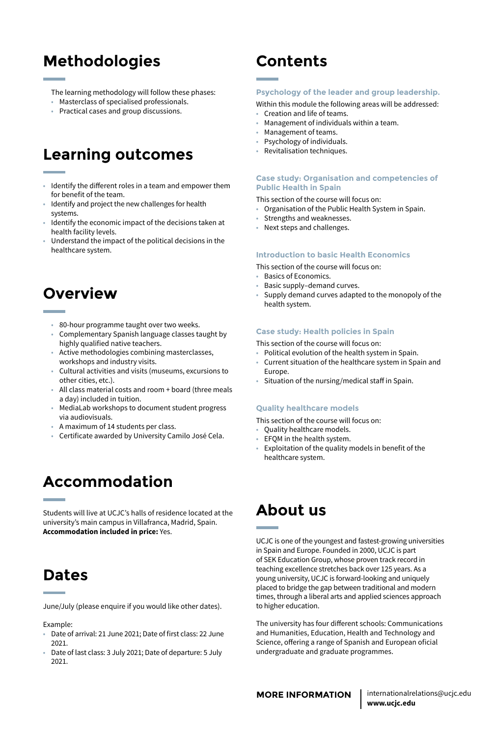## Methodologies

The learning methodology will follow these phases:

- Masterclass of specialised professionals.
- Practical cases and group discussions.

## Learning outcomes

- Identify the different roles in a team and empower them for benefit of the team.
- Identify and project the new challenges for health systems.
- Identify the economic impact of the decisions taken at health facility levels.
- Understand the impact of the political decisions in the healthcare system.

## Overview

- 80-hour programme taught over two weeks.
- Complementary Spanish language classes taught by highly qualified native teachers.
- Active methodologies combining masterclasses, workshops and industry visits.
- Cultural activities and visits (museums, excursions to other cities, etc.).
- All class material costs and room + board (three meals a day) included in tuition.
- MediaLab workshops to document student progress via audiovisuals.
- A maximum of 14 students per class.
- Certificate awarded by University Camilo José Cela.

## Accommodation

Students will live at UCJC's halls of residence located at the university's main campus in Villafranca, Madrid, Spain.
**Accommodation included in price:** Yes.

## Dates

June/July (please enquire if you would like other dates).

Example:

- Date of arrival: 21 June 2021; Date of first class: 22 June 2021.
- Date of last class: 3 July 2021; Date of departure: 5 July 2021.

## Contents

### Psychology of the leader and group leadership.

Within this module the following areas will be addressed:

- Creation and life of teams.
- Management of individuals within a team.
- Management of teams.
- Psychology of individuals.
- Revitalisation techniques.

### Case study: Organisation and competencies of Public Health in Spain

This section of the course will focus on:

- Organisation of the Public Health System in Spain.
- Strengths and weaknesses.
- Next steps and challenges.

### Introduction to basic Health Economics

This section of the course will focus on:

- Basics of Economics.
- Basic supply–demand curves.
- Supply demand curves adapted to the monopoly of the health system.

### Case study: Health policies in Spain

This section of the course will focus on:

- Political evolution of the health system in Spain.
- Current situation of the healthcare system in Spain and Europe.
- Situation of the nursing/medical staff in Spain.

### Quality healthcare models

This section of the course will focus on:

- Quality healthcare models.
- EFQM in the health system.
- Exploitation of the quality models in benefit of the healthcare system.

## About us

UCJC is one of the youngest and fastest-growing universities in Spain and Europe. Founded in 2000, UCJC is part of SEK Education Group, whose proven track record in teaching excellence stretches back over 125 years. As a young university, UCJC is forward-looking and uniquely placed to bridge the gap between traditional and modern times, through a liberal arts and applied sciences approach to higher education.

The university has four different schools: Communications and Humanities, Education, Health and Technology and Science, offering a range of Spanish and European oficial undergraduate and graduate programmes.

**MORE INFORMATION**

internationalrelations@ucjc.edu
**www.ucjc.edu**